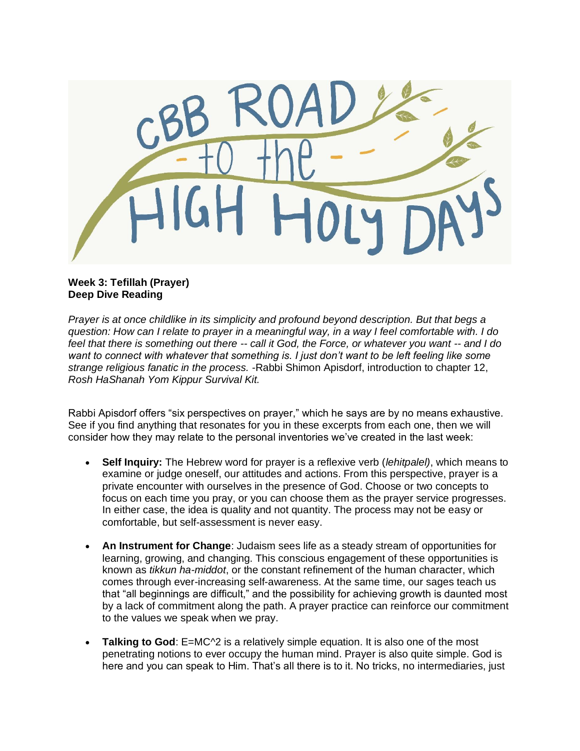# CBB ROAD to the HIGH HOLY DAYS

**Week 3: Tefillah (Prayer)**
**Deep Dive Reading**

*Prayer is at once childlike in its simplicity and profound beyond description. But that begs a question: How can I relate to prayer in a meaningful way, in a way I feel comfortable with. I do feel that there is something out there -- call it God, the Force, or whatever you want -- and I do want to connect with whatever that something is. I just don't want to be left feeling like some strange religious fanatic in the process.* -Rabbi Shimon Apisdorf, introduction to chapter 12, *Rosh HaShanah Yom Kippur Survival Kit.*

Rabbi Apisdorf offers "six perspectives on prayer," which he says are by no means exhaustive. See if you find anything that resonates for you in these excerpts from each one, then we will consider how they may relate to the personal inventories we've created in the last week:

- **Self Inquiry:** The Hebrew word for prayer is a reflexive verb (*lehitpalel)*, which means to examine or judge oneself, our attitudes and actions. From this perspective, prayer is a private encounter with ourselves in the presence of God. Choose or two concepts to focus on each time you pray, or you can choose them as the prayer service progresses. In either case, the idea is quality and not quantity. The process may not be easy or comfortable, but self-assessment is never easy.

- **An Instrument for Change**: Judaism sees life as a steady stream of opportunities for learning, growing, and changing. This conscious engagement of these opportunities is known as *tikkun ha-middot*, or the constant refinement of the human character, which comes through ever-increasing self-awareness. At the same time, our sages teach us that "all beginnings are difficult," and the possibility for achieving growth is daunted most by a lack of commitment along the path. A prayer practice can reinforce our commitment to the values we speak when we pray.

- **Talking to God**: E=MC^2 is a relatively simple equation. It is also one of the most penetrating notions to ever occupy the human mind. Prayer is also quite simple. God is here and you can speak to Him. That's all there is to it. No tricks, no intermediaries, just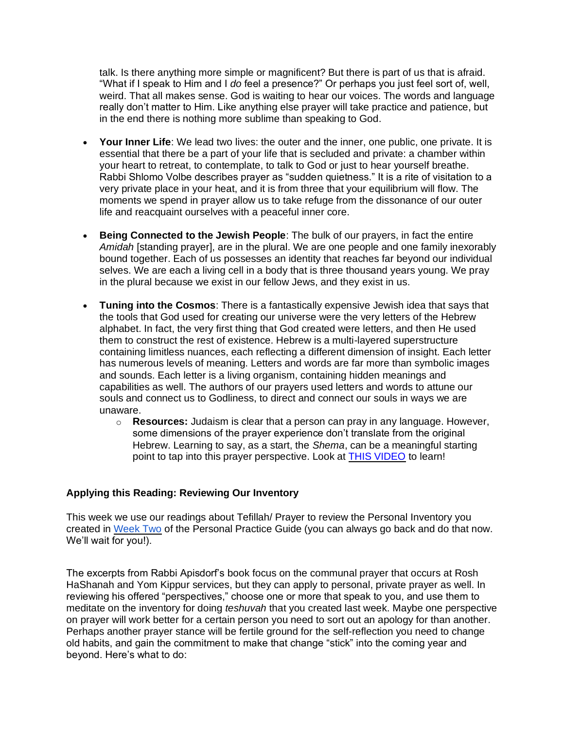talk. Is there anything more simple or magnificent? But there is part of us that is afraid. "What if I speak to Him and I *do* feel a presence?" Or perhaps you just feel sort of, well, weird. That all makes sense. God is waiting to hear our voices. The words and language really don't matter to Him. Like anything else prayer will take practice and patience, but in the end there is nothing more sublime than speaking to God.

- **Your Inner Life**: We lead two lives: the outer and the inner, one public, one private. It is essential that there be a part of your life that is secluded and private: a chamber within your heart to retreat, to contemplate, to talk to God or just to hear yourself breathe. Rabbi Shlomo Volbe describes prayer as "sudden quietness." It is a rite of visitation to a very private place in your heat, and it is from three that your equilibrium will flow. The moments we spend in prayer allow us to take refuge from the dissonance of our outer life and reacquaint ourselves with a peaceful inner core.

- **Being Connected to the Jewish People**: The bulk of our prayers, in fact the entire *Amidah* [standing prayer], are in the plural. We are one people and one family inexorably bound together. Each of us possesses an identity that reaches far beyond our individual selves. We are each a living cell in a body that is three thousand years young. We pray in the plural because we exist in our fellow Jews, and they exist in us.

- **Tuning into the Cosmos**: There is a fantastically expensive Jewish idea that says that the tools that God used for creating our universe were the very letters of the Hebrew alphabet. In fact, the very first thing that God created were letters, and then He used them to construct the rest of existence. Hebrew is a multi-layered superstructure containing limitless nuances, each reflecting a different dimension of insight. Each letter has numerous levels of meaning. Letters and words are far more than symbolic images and sounds. Each letter is a living organism, containing hidden meanings and capabilities as well. The authors of our prayers used letters and words to attune our souls and connect us to Godliness, to direct and connect our souls in ways we are unaware.
    - **Resources:** Judaism is clear that a person can pray in any language. However, some dimensions of the prayer experience don't translate from the original Hebrew. Learning to say, as a start, the *Shema*, can be a meaningful starting point to tap into this prayer perspective. Look at [THIS VIDEO]() to learn!

### Applying this Reading: Reviewing Our Inventory

This week we use our readings about Tefillah/ Prayer to review the Personal Inventory you created in [Week Two]() of the Personal Practice Guide (you can always go back and do that now. We'll wait for you!).

The excerpts from Rabbi Apisdorf's book focus on the communal prayer that occurs at Rosh HaShanah and Yom Kippur services, but they can apply to personal, private prayer as well. In reviewing his offered "perspectives," choose one or more that speak to you, and use them to meditate on the inventory for doing *teshuvah* that you created last week. Maybe one perspective on prayer will work better for a certain person you need to sort out an apology for than another. Perhaps another prayer stance will be fertile ground for the self-reflection you need to change old habits, and gain the commitment to make that change "stick" into the coming year and beyond. Here's what to do: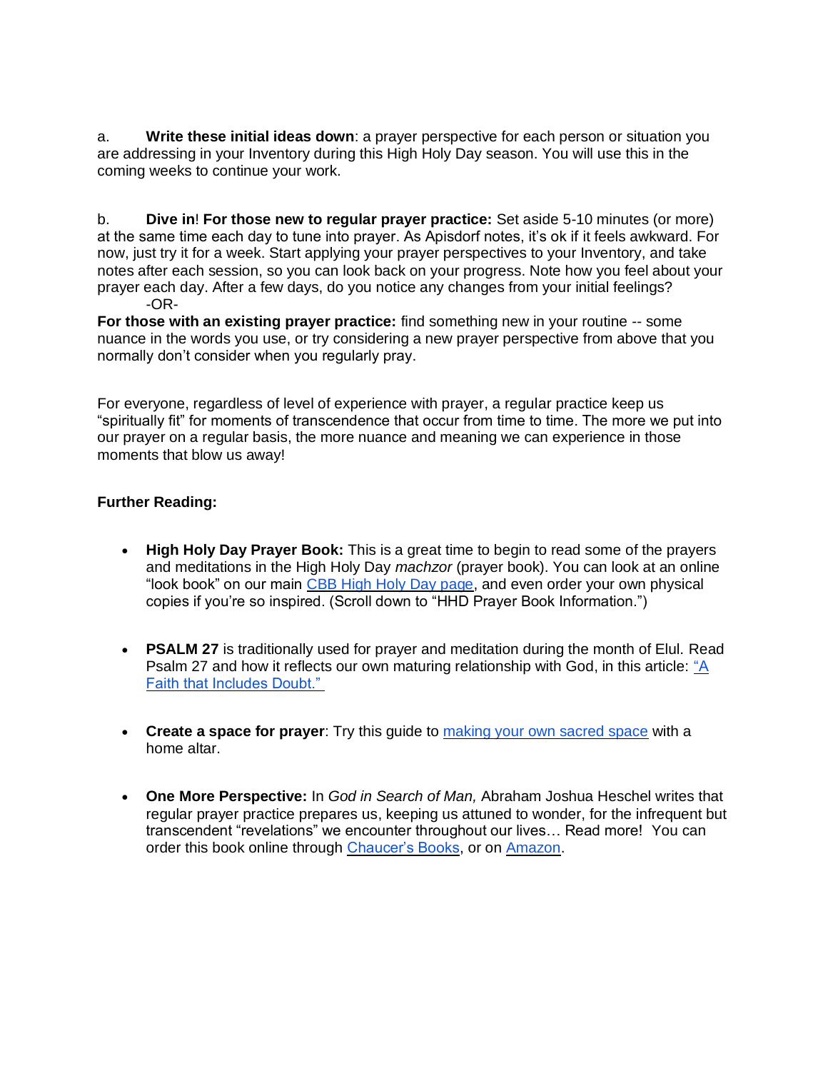a. **Write these initial ideas down**: a prayer perspective for each person or situation you are addressing in your Inventory during this High Holy Day season. You will use this in the coming weeks to continue your work.

b. **Dive in**! **For those new to regular prayer practice:** Set aside 5-10 minutes (or more) at the same time each day to tune into prayer. As Apisdorf notes, it's ok if it feels awkward. For now, just try it for a week. Start applying your prayer perspectives to your Inventory, and take notes after each session, so you can look back on your progress. Note how you feel about your prayer each day. After a few days, do you notice any changes from your initial feelings?

-OR-

**For those with an existing prayer practice:** find something new in your routine -- some nuance in the words you use, or try considering a new prayer perspective from above that you normally don't consider when you regularly pray.

For everyone, regardless of level of experience with prayer, a regular practice keep us "spiritually fit" for moments of transcendence that occur from time to time. The more we put into our prayer on a regular basis, the more nuance and meaning we can experience in those moments that blow us away!

**Further Reading:**

- **High Holy Day Prayer Book:** This is a great time to begin to read some of the prayers and meditations in the High Holy Day *machzor* (prayer book). You can look at an online "look book" on our main CBB High Holy Day page, and even order your own physical copies if you're so inspired. (Scroll down to "HHD Prayer Book Information.")

- **PSALM 27** is traditionally used for prayer and meditation during the month of Elul. Read Psalm 27 and how it reflects our own maturing relationship with God, in this article: "A Faith that Includes Doubt."

- **Create a space for prayer**: Try this guide to making your own sacred space with a home altar.

- **One More Perspective:** In *God in Search of Man,* Abraham Joshua Heschel writes that regular prayer practice prepares us, keeping us attuned to wonder, for the infrequent but transcendent "revelations" we encounter throughout our lives… Read more! You can order this book online through Chaucer's Books, or on Amazon.